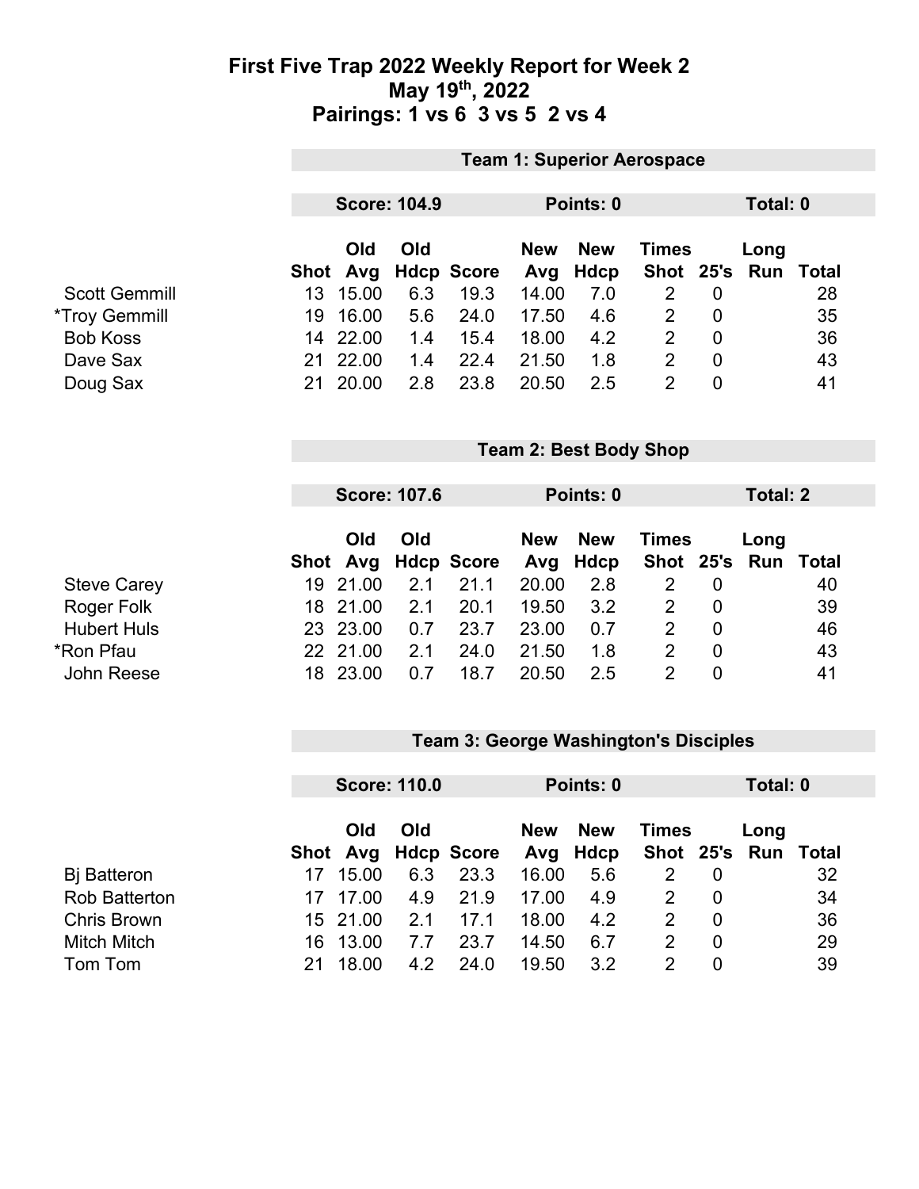# First Five Trap 2022 Weekly Report for Week 2
## May 19th, 2022
## Pairings: 1 vs 6  3 vs 5  2 vs 4

### Team 1: Superior Aerospace

**Score: 104.9** | **Points: 0** | **Total: 0**

| | Shot | Old Avg | Old Hdcp | Score | New Avg | New Hdcp | Times Shot | 25's | Long Run | Total |
|---|---|---|---|---|---|---|---|---|---|---|
| Scott Gemmill | 13 | 15.00 | 6.3 | 19.3 | 14.00 | 7.0 | 2 | 0 | | 28 |
| *Troy Gemmill | 19 | 16.00 | 5.6 | 24.0 | 17.50 | 4.6 | 2 | 0 | | 35 |
| Bob Koss | 14 | 22.00 | 1.4 | 15.4 | 18.00 | 4.2 | 2 | 0 | | 36 |
| Dave Sax | 21 | 22.00 | 1.4 | 22.4 | 21.50 | 1.8 | 2 | 0 | | 43 |
| Doug Sax | 21 | 20.00 | 2.8 | 23.8 | 20.50 | 2.5 | 2 | 0 | | 41 |

### Team 2: Best Body Shop

**Score: 107.6** | **Points: 0** | **Total: 2**

| | Shot | Old Avg | Old Hdcp | Score | New Avg | New Hdcp | Times Shot | 25's | Long Run | Total |
|---|---|---|---|---|---|---|---|---|---|---|
| Steve Carey | 19 | 21.00 | 2.1 | 21.1 | 20.00 | 2.8 | 2 | 0 | | 40 |
| Roger Folk | 18 | 21.00 | 2.1 | 20.1 | 19.50 | 3.2 | 2 | 0 | | 39 |
| Hubert Huls | 23 | 23.00 | 0.7 | 23.7 | 23.00 | 0.7 | 2 | 0 | | 46 |
| *Ron Pfau | 22 | 21.00 | 2.1 | 24.0 | 21.50 | 1.8 | 2 | 0 | | 43 |
| John Reese | 18 | 23.00 | 0.7 | 18.7 | 20.50 | 2.5 | 2 | 0 | | 41 |

### Team 3: George Washington's Disciples

**Score: 110.0** | **Points: 0** | **Total: 0**

| | Shot | Old Avg | Old Hdcp | Score | New Avg | New Hdcp | Times Shot | 25's | Long Run | Total |
|---|---|---|---|---|---|---|---|---|---|---|
| Bj Batteron | 17 | 15.00 | 6.3 | 23.3 | 16.00 | 5.6 | 2 | 0 | | 32 |
| Rob Batterton | 17 | 17.00 | 4.9 | 21.9 | 17.00 | 4.9 | 2 | 0 | | 34 |
| Chris Brown | 15 | 21.00 | 2.1 | 17.1 | 18.00 | 4.2 | 2 | 0 | | 36 |
| Mitch Mitch | 16 | 13.00 | 7.7 | 23.7 | 14.50 | 6.7 | 2 | 0 | | 29 |
| Tom Tom | 21 | 18.00 | 4.2 | 24.0 | 19.50 | 3.2 | 2 | 0 | | 39 |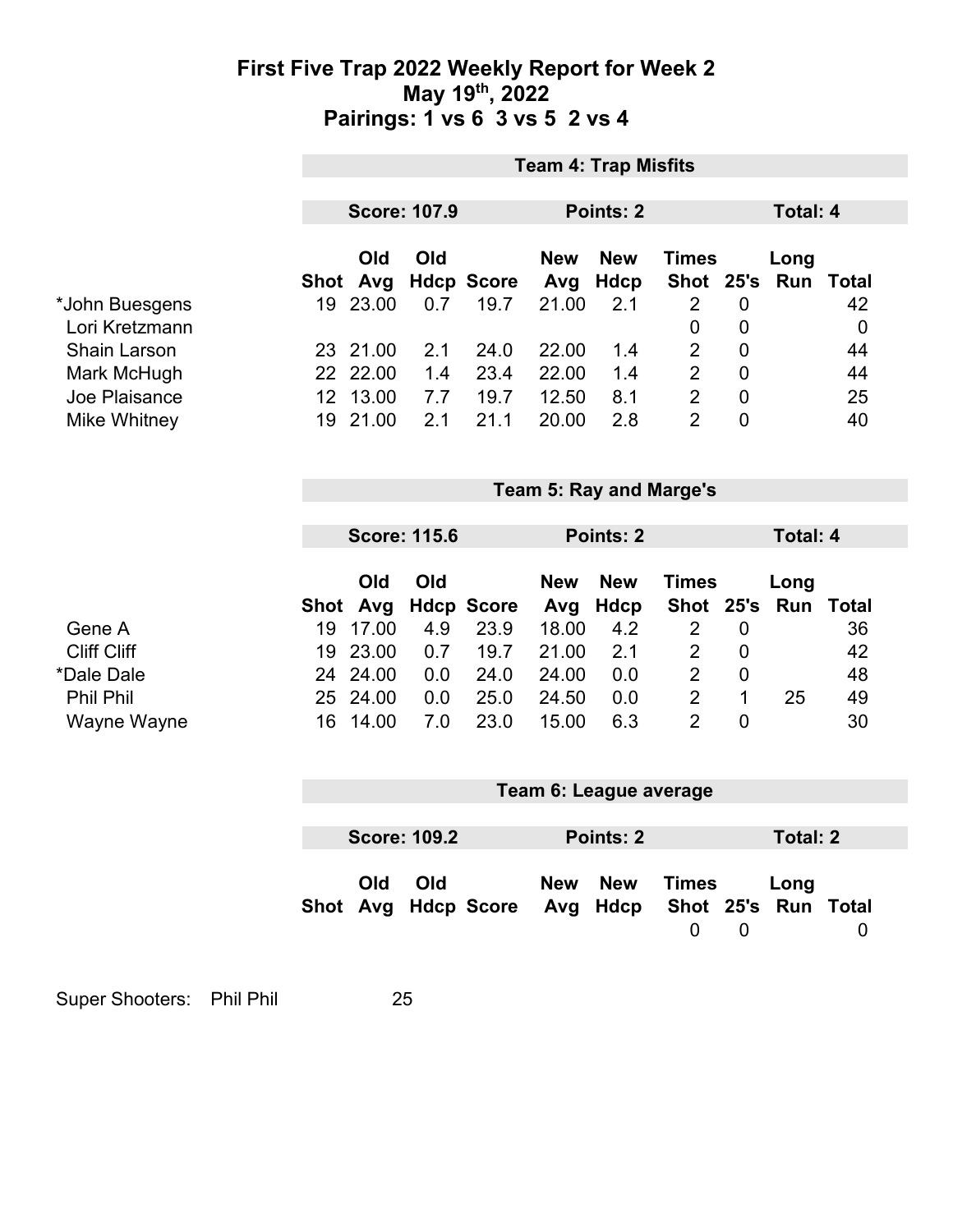# First Five Trap 2022 Weekly Report for Week 2
## May 19th, 2022
## Pairings: 1 vs 6 3 vs 5 2 vs 4

**Team 4: Trap Misfits**

**Score: 107.9** | **Points: 2** | **Total: 4**

| | Shot | Old Avg | Old Hdcp | Score | New Avg | New Hdcp | Times Shot | 25's | Long Run | Total |
|---|---|---|---|---|---|---|---|---|---|---|
| *John Buesgens | 19 | 23.00 | 0.7 | 19.7 | 21.00 | 2.1 | 2 | 0 | | 42 |
| Lori Kretzmann | | | | | | | 0 | 0 | | 0 |
| Shain Larson | 23 | 21.00 | 2.1 | 24.0 | 22.00 | 1.4 | 2 | 0 | | 44 |
| Mark McHugh | 22 | 22.00 | 1.4 | 23.4 | 22.00 | 1.4 | 2 | 0 | | 44 |
| Joe Plaisance | 12 | 13.00 | 7.7 | 19.7 | 12.50 | 8.1 | 2 | 0 | | 25 |
| Mike Whitney | 19 | 21.00 | 2.1 | 21.1 | 20.00 | 2.8 | 2 | 0 | | 40 |

**Team 5: Ray and Marge's**

**Score: 115.6** | **Points: 2** | **Total: 4**

| | Shot | Old Avg | Old Hdcp | Score | New Avg | New Hdcp | Times Shot | 25's | Long Run | Total |
|---|---|---|---|---|---|---|---|---|---|---|
| Gene A | 19 | 17.00 | 4.9 | 23.9 | 18.00 | 4.2 | 2 | 0 | | 36 |
| Cliff Cliff | 19 | 23.00 | 0.7 | 19.7 | 21.00 | 2.1 | 2 | 0 | | 42 |
| *Dale Dale | 24 | 24.00 | 0.0 | 24.0 | 24.00 | 0.0 | 2 | 0 | | 48 |
| Phil Phil | 25 | 24.00 | 0.0 | 25.0 | 24.50 | 0.0 | 2 | 1 | 25 | 49 |
| Wayne Wayne | 16 | 14.00 | 7.0 | 23.0 | 15.00 | 6.3 | 2 | 0 | | 30 |

**Team 6: League average**

**Score: 109.2** | **Points: 2** | **Total: 2**

| | Shot | Old Avg | Old Hdcp | Score | New Avg | New Hdcp | Times Shot | 25's | Long Run | Total |
|---|---|---|---|---|---|---|---|---|---|---|
| | | | | | | | 0 | 0 | | 0 |

Super Shooters: Phil Phil 25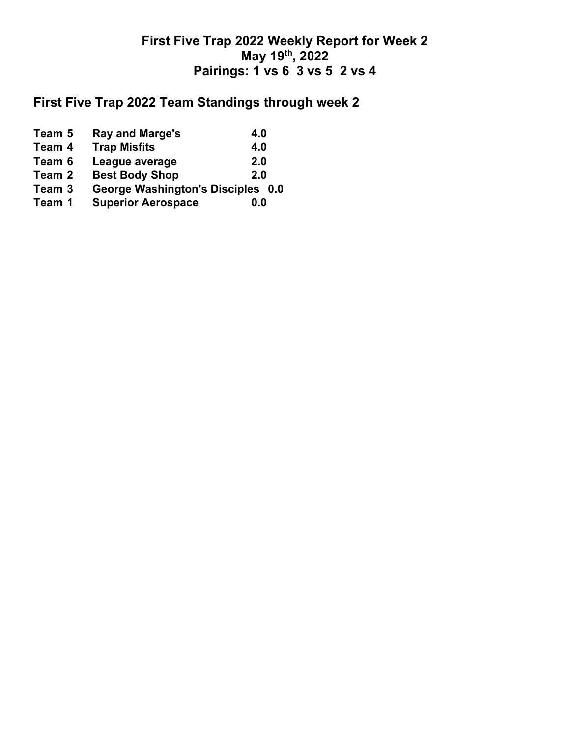# First Five Trap 2022 Weekly Report for Week 2
## May 19th, 2022
## Pairings: 1 vs 6 3 vs 5 2 vs 4

## First Five Trap 2022 Team Standings through week 2

| | | |
|---|---|---|
| **Team 5** | **Ray and Marge's** | **4.0** |
| **Team 4** | **Trap Misfits** | **4.0** |
| **Team 6** | **League average** | **2.0** |
| **Team 2** | **Best Body Shop** | **2.0** |
| **Team 3** | **George Washington's Disciples** | **0.0** |
| **Team 1** | **Superior Aerospace** | **0.0** |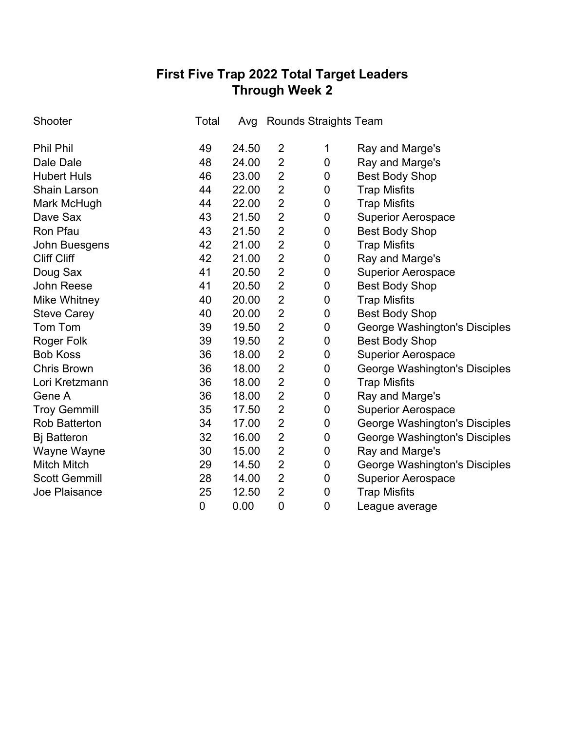# First Five Trap 2022 Total Target Leaders
## Through Week 2

| Shooter | Total | Avg | Rounds | Straights | Team |
|---|---|---|---|---|---|
| Phil Phil | 49 | 24.50 | 2 | 1 | Ray and Marge's |
| Dale Dale | 48 | 24.00 | 2 | 0 | Ray and Marge's |
| Hubert Huls | 46 | 23.00 | 2 | 0 | Best Body Shop |
| Shain Larson | 44 | 22.00 | 2 | 0 | Trap Misfits |
| Mark McHugh | 44 | 22.00 | 2 | 0 | Trap Misfits |
| Dave Sax | 43 | 21.50 | 2 | 0 | Superior Aerospace |
| Ron Pfau | 43 | 21.50 | 2 | 0 | Best Body Shop |
| John Buesgens | 42 | 21.00 | 2 | 0 | Trap Misfits |
| Cliff Cliff | 42 | 21.00 | 2 | 0 | Ray and Marge's |
| Doug Sax | 41 | 20.50 | 2 | 0 | Superior Aerospace |
| John Reese | 41 | 20.50 | 2 | 0 | Best Body Shop |
| Mike Whitney | 40 | 20.00 | 2 | 0 | Trap Misfits |
| Steve Carey | 40 | 20.00 | 2 | 0 | Best Body Shop |
| Tom Tom | 39 | 19.50 | 2 | 0 | George Washington's Disciples |
| Roger Folk | 39 | 19.50 | 2 | 0 | Best Body Shop |
| Bob Koss | 36 | 18.00 | 2 | 0 | Superior Aerospace |
| Chris Brown | 36 | 18.00 | 2 | 0 | George Washington's Disciples |
| Lori Kretzmann | 36 | 18.00 | 2 | 0 | Trap Misfits |
| Gene A | 36 | 18.00 | 2 | 0 | Ray and Marge's |
| Troy Gemmill | 35 | 17.50 | 2 | 0 | Superior Aerospace |
| Rob Batterton | 34 | 17.00 | 2 | 0 | George Washington's Disciples |
| Bj Batteron | 32 | 16.00 | 2 | 0 | George Washington's Disciples |
| Wayne Wayne | 30 | 15.00 | 2 | 0 | Ray and Marge's |
| Mitch Mitch | 29 | 14.50 | 2 | 0 | George Washington's Disciples |
| Scott Gemmill | 28 | 14.00 | 2 | 0 | Superior Aerospace |
| Joe Plaisance | 25 | 12.50 | 2 | 0 | Trap Misfits |
| | 0 | 0.00 | 0 | 0 | League average |